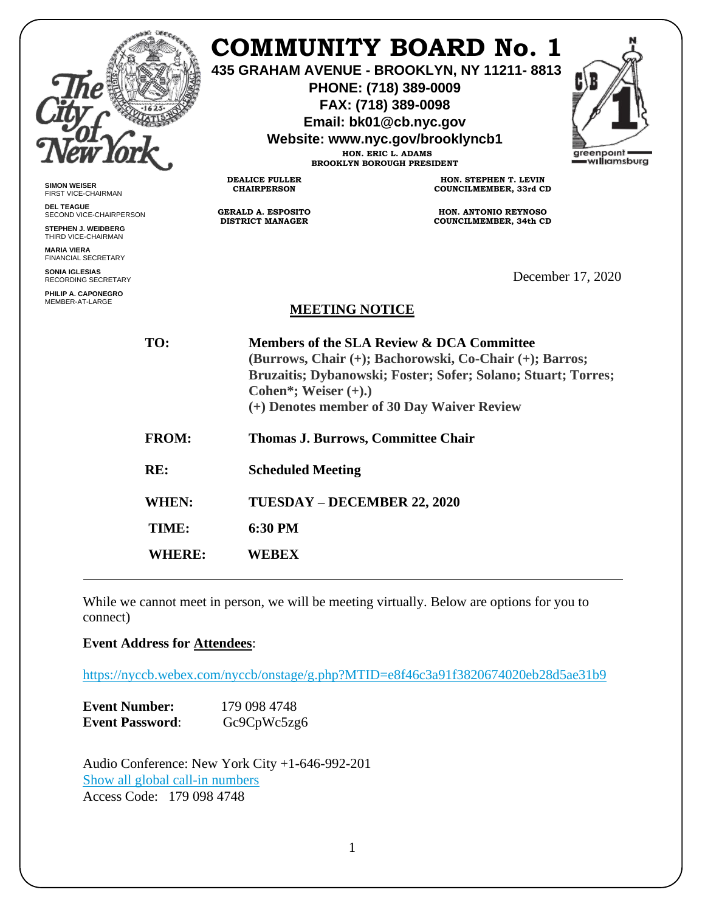# COMMUNITY BOARD No. 1

**435 GRAHAM AVENUE - BROOKLYN, NY 11211- 8813**
**PHONE: (718) 389-0009**
**FAX: (718) 389-0098**
**Email: bk01@cb.nyc.gov**
**Website: www.nyc.gov/brooklyncb1**

**HON. ERIC L. ADAMS**
**BROOKLYN BOROUGH PRESIDENT**

**DEALICE FULLER**
**CHAIRPERSON**

**HON. STEPHEN T. LEVIN**
**COUNCILMEMBER, 33rd CD**

**GERALD A. ESPOSITO**
**DISTRICT MANAGER**

**HON. ANTONIO REYNOSO**
**COUNCILMEMBER, 34th CD**

**SIMON WEISER**
FIRST VICE-CHAIRMAN

**DEL TEAGUE**
SECOND VICE-CHAIRPERSON

**STEPHEN J. WEIDBERG**
THIRD VICE-CHAIRMAN

**MARIA VIERA**
FINANCIAL SECRETARY

**SONIA IGLESIAS**
RECORDING SECRETARY

**PHILIP A. CAPONEGRO**
MEMBER-AT-LARGE

December 17, 2020

## MEETING NOTICE

**TO:** **Members of the SLA Review & DCA Committee**
**(Burrows, Chair (+); Bachorowski, Co-Chair (+); Barros; Bruzaitis; Dybanowski; Foster; Sofer; Solano; Stuart; Torres; Cohen*; Weiser (+).)**
**(+) Denotes member of 30 Day Waiver Review**

**FROM:** **Thomas J. Burrows, Committee Chair**

**RE:** **Scheduled Meeting**

**WHEN:** **TUESDAY – DECEMBER 22, 2020**

**TIME:** **6:30 PM**

**WHERE:** **WEBEX**

---

While we cannot meet in person, we will be meeting virtually. Below are options for you to connect)

**Event Address for Attendees**:

https://nyccb.webex.com/nyccb/onstage/g.php?MTID=e8f46c3a91f3820674020eb28d5ae31b9

**Event Number:** 179 098 4748
**Event Password**: Gc9CpWc5zg6

Audio Conference: New York City +1-646-992-201
Show all global call-in numbers
Access Code: 179 098 4748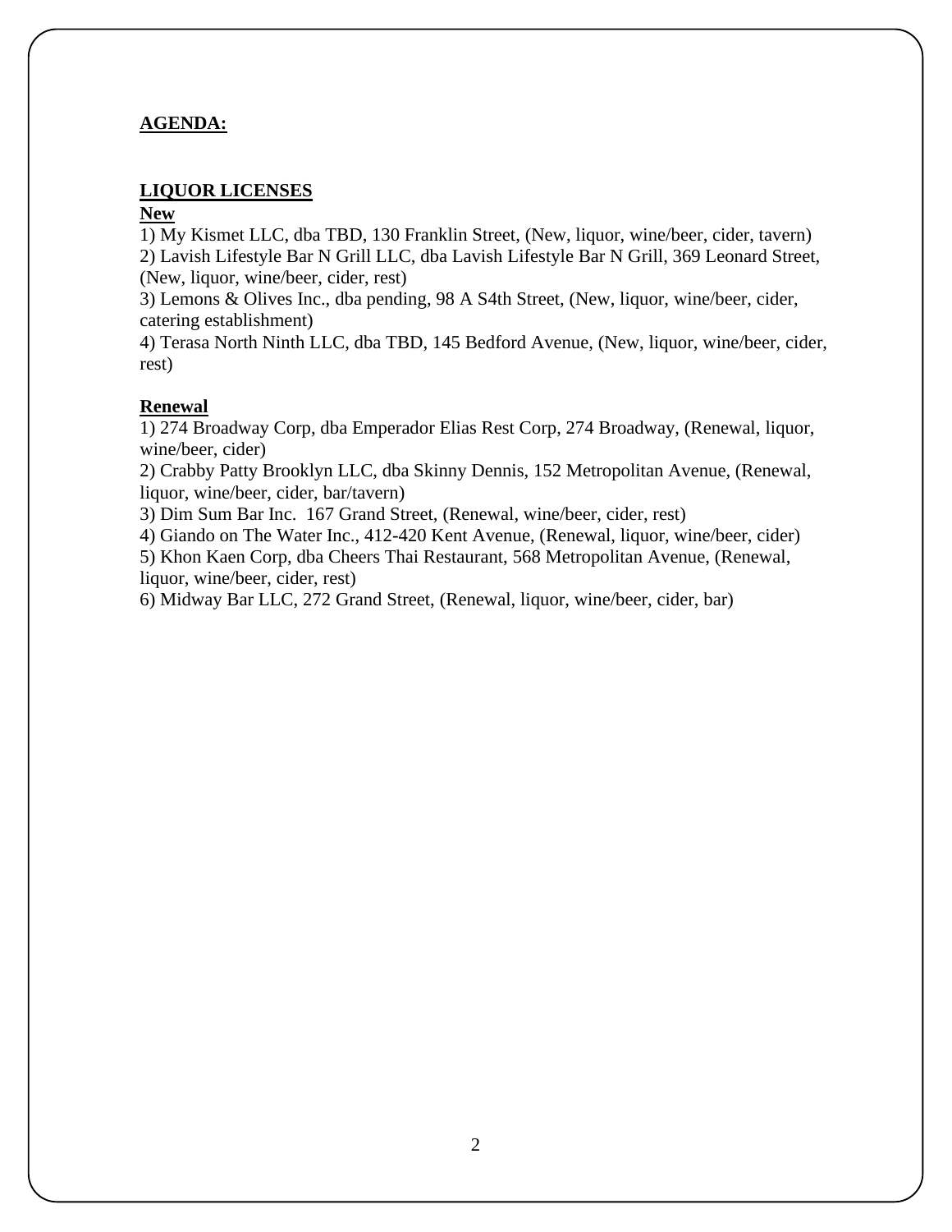**AGENDA:**

**LIQUOR LICENSES**

**New**

1) My Kismet LLC, dba TBD, 130 Franklin Street, (New, liquor, wine/beer, cider, tavern)
2) Lavish Lifestyle Bar N Grill LLC, dba Lavish Lifestyle Bar N Grill, 369 Leonard Street, (New, liquor, wine/beer, cider, rest)
3) Lemons & Olives Inc., dba pending, 98 A S4th Street, (New, liquor, wine/beer, cider, catering establishment)
4) Terasa North Ninth LLC, dba TBD, 145 Bedford Avenue, (New, liquor, wine/beer, cider, rest)

**Renewal**

1) 274 Broadway Corp, dba Emperador Elias Rest Corp, 274 Broadway, (Renewal, liquor, wine/beer, cider)
2) Crabby Patty Brooklyn LLC, dba Skinny Dennis, 152 Metropolitan Avenue, (Renewal, liquor, wine/beer, cider, bar/tavern)
3) Dim Sum Bar Inc. 167 Grand Street, (Renewal, wine/beer, cider, rest)
4) Giando on The Water Inc., 412-420 Kent Avenue, (Renewal, liquor, wine/beer, cider)
5) Khon Kaen Corp, dba Cheers Thai Restaurant, 568 Metropolitan Avenue, (Renewal, liquor, wine/beer, cider, rest)
6) Midway Bar LLC, 272 Grand Street, (Renewal, liquor, wine/beer, cider, bar)